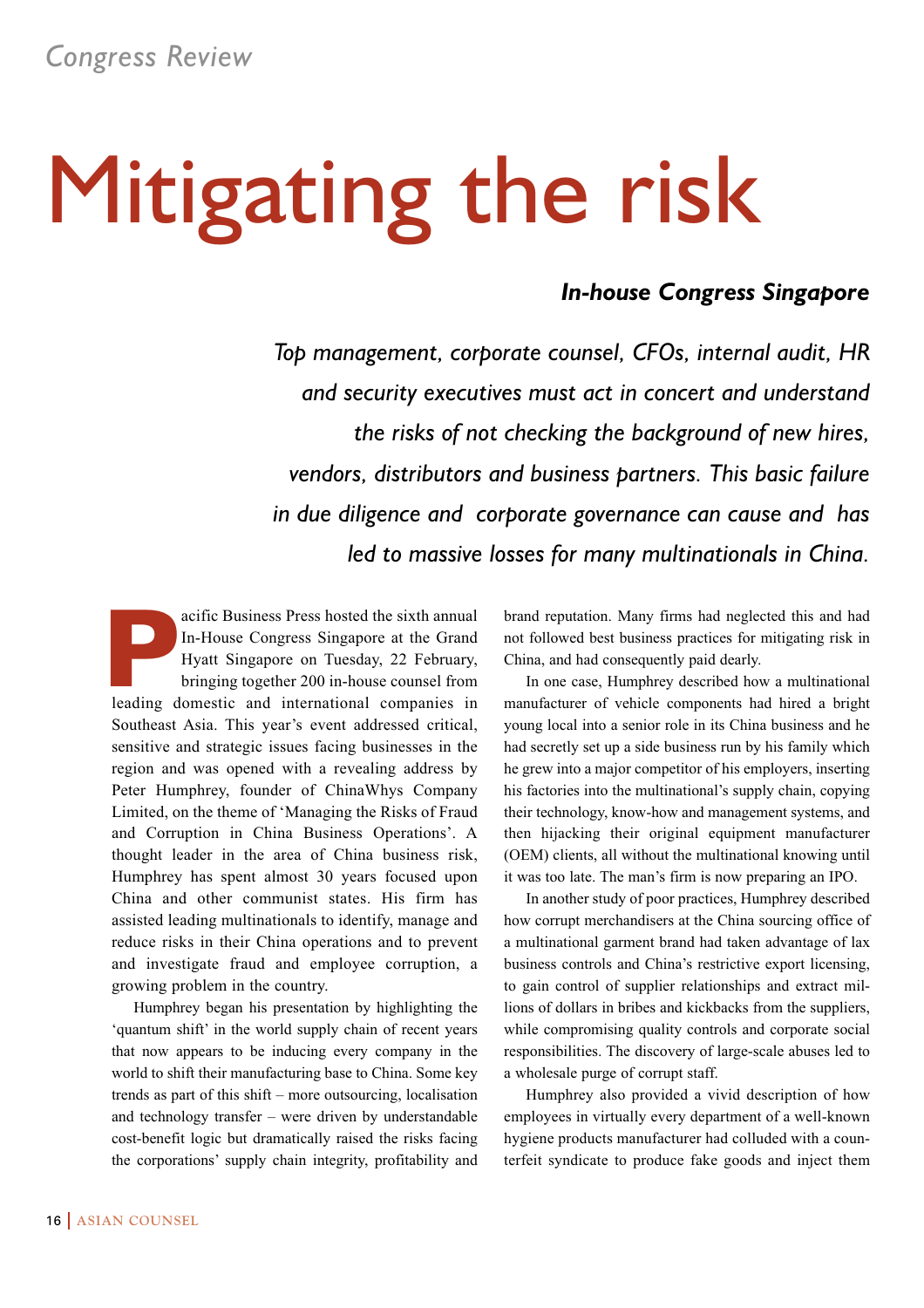*Congress Review*

# Mitigating the risk

### *In-house Congress Singapore*

*Top management, corporate counsel, CFOs, internal audit, HR and security executives must act in concert and understand the risks of not checking the background of new hires, vendors, distributors and business partners. This basic failure in due diligence and corporate governance can cause and has led to massive losses for many multinationals in China.*

Pacific Business Press hosted the sixth annual In-House Congress Singapore at the Grand Hyatt Singapore on Tuesday, 22 February, bringing together 200 in-house counsel from leading domestic and international companies in Southeast Asia. This year's event addressed critical, sensitive and strategic issues facing businesses in the region and was opened with a revealing address by Peter Humphrey, founder of ChinaWhys Company Limited, on the theme of 'Managing the Risks of Fraud and Corruption in China Business Operations'. A thought leader in the area of China business risk, Humphrey has spent almost 30 years focused upon China and other communist states. His firm has assisted leading multinationals to identify, manage and reduce risks in their China operations and to prevent and investigate fraud and employee corruption, a growing problem in the country.

Humphrey began his presentation by highlighting the 'quantum shift' in the world supply chain of recent years that now appears to be inducing every company in the world to shift their manufacturing base to China. Some key trends as part of this shift – more outsourcing, localisation and technology transfer – were driven by understandable cost-benefit logic but dramatically raised the risks facing the corporations' supply chain integrity, profitability and brand reputation. Many firms had neglected this and had not followed best business practices for mitigating risk in China, and had consequently paid dearly.

In one case, Humphrey described how a multinational manufacturer of vehicle components had hired a bright young local into a senior role in its China business and he had secretly set up a side business run by his family which he grew into a major competitor of his employers, inserting his factories into the multinational's supply chain, copying their technology, know-how and management systems, and then hijacking their original equipment manufacturer (OEM) clients, all without the multinational knowing until it was too late. The man's firm is now preparing an IPO.

In another study of poor practices, Humphrey described how corrupt merchandisers at the China sourcing office of a multinational garment brand had taken advantage of lax business controls and China's restrictive export licensing, to gain control of supplier relationships and extract millions of dollars in bribes and kickbacks from the suppliers, while compromising quality controls and corporate social responsibilities. The discovery of large-scale abuses led to a wholesale purge of corrupt staff.

Humphrey also provided a vivid description of how employees in virtually every department of a well-known hygiene products manufacturer had colluded with a counterfeit syndicate to produce fake goods and inject them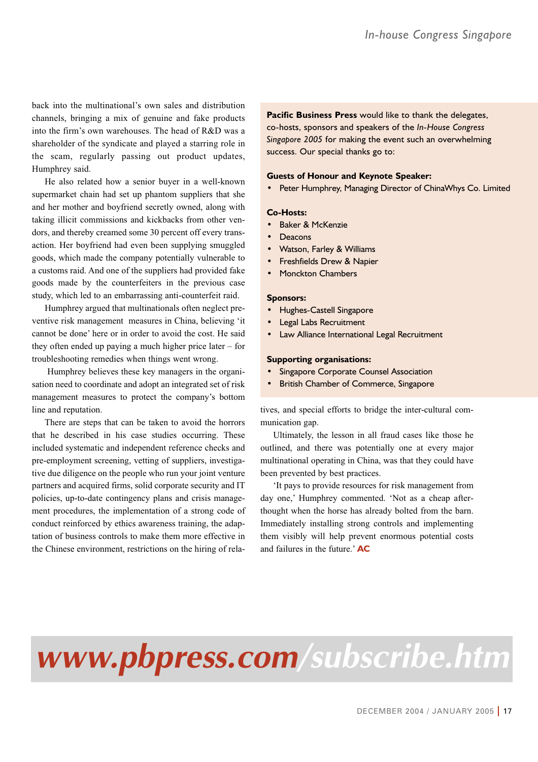back into the multinational's own sales and distribution channels, bringing a mix of genuine and fake products into the firm's own warehouses. The head of R&D was a shareholder of the syndicate and played a starring role in the scam, regularly passing out product updates, Humphrey said.

He also related how a senior buyer in a well-known supermarket chain had set up phantom suppliers that she and her mother and boyfriend secretly owned, along with taking illicit commissions and kickbacks from other vendors, and thereby creamed some 30 percent off every transaction. Her boyfriend had even been supplying smuggled goods, which made the company potentially vulnerable to a customs raid. And one of the suppliers had provided fake goods made by the counterfeiters in the previous case study, which led to an embarrassing anti-counterfeit raid.

Humphrey argued that multinationals often neglect preventive risk management measures in China, believing 'it cannot be done' here or in order to avoid the cost. He said they often ended up paying a much higher price later – for troubleshooting remedies when things went wrong.

Humphrey believes these key managers in the organisation need to coordinate and adopt an integrated set of risk management measures to protect the company's bottom line and reputation.

There are steps that can be taken to avoid the horrors that he described in his case studies occurring. These included systematic and independent reference checks and pre-employment screening, vetting of suppliers, investigative due diligence on the people who run your joint venture partners and acquired firms, solid corporate security and IT policies, up-to-date contingency plans and crisis management procedures, the implementation of a strong code of conduct reinforced by ethics awareness training, the adaptation of business controls to make them more effective in the Chinese environment, restrictions on the hiring of relatives, and special efforts to bridge the inter-cultural communication gap.

Ultimately, the lesson in all fraud cases like those he outlined, and there was potentially one at every major multinational operating in China, was that they could have been prevented by best practices.

'It pays to provide resources for risk management from day one,' Humphrey commented. 'Not as a cheap afterthought when the horse has already bolted from the barn. Immediately installing strong controls and implementing them visibly will help prevent enormous potential costs and failures in the future.' **AC**

**Pacific Business Press** would like to thank the delegates, co-hosts, sponsors and speakers of the *In-House Congress Singapore 2005* for making the event such an overwhelming success. Our special thanks go to:

**Guests of Honour and Keynote Speaker:**

- Peter Humphrey, Managing Director of ChinaWhys Co. Limited

**Co-Hosts:**

- Baker & McKenzie
- Deacons
- Watson, Farley & Williams
- Freshfields Drew & Napier
- Monckton Chambers

**Sponsors:**

- Hughes-Castell Singapore
- Legal Labs Recruitment
- Law Alliance International Legal Recruitment

**Supporting organisations:**

- Singapore Corporate Counsel Association
- British Chamber of Commerce, Singapore

**www.pbpress.com/subscribe.htm**